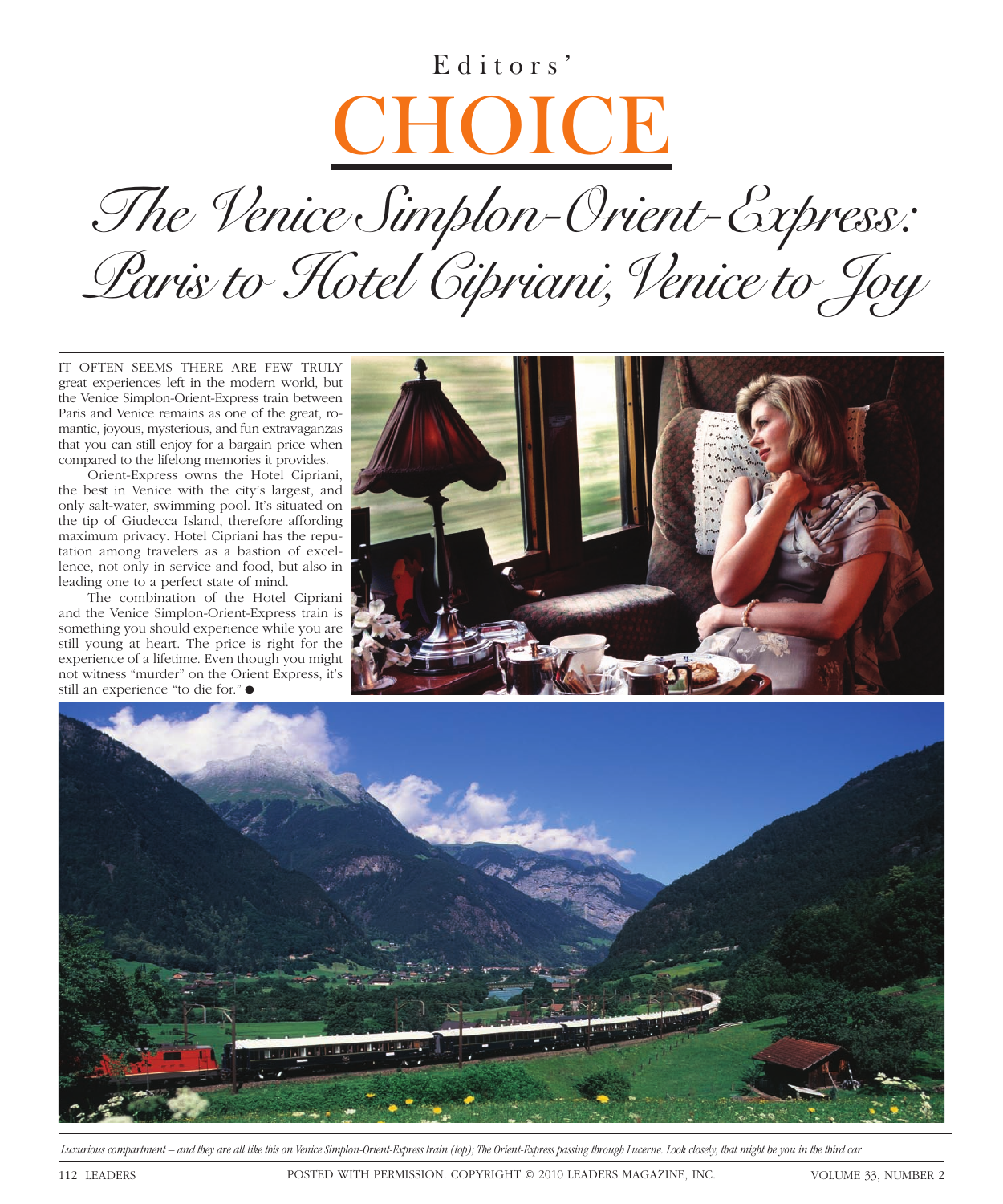# Editors' CHOICE

## The Venice Simplon-Orient-Express: Paris to Hotel Cipriani, Venice to Joy

IT OFTEN SEEMS THERE ARE FEW TRULY great experiences left in the modern world, but the Venice Simplon-Orient-Express train between Paris and Venice remains as one of the great, romantic, joyous, mysterious, and fun extravaganzas that you can still enjoy for a bargain price when compared to the lifelong memories it provides.

Orient-Express owns the Hotel Cipriani, the best in Venice with the city's largest, and only salt-water, swimming pool. It's situated on the tip of Giudecca Island, therefore affording maximum privacy. Hotel Cipriani has the reputation among travelers as a bastion of excellence, not only in service and food, but also in leading one to a perfect state of mind.

The combination of the Hotel Cipriani and the Venice Simplon-Orient-Express train is something you should experience while you are still young at heart. The price is right for the experience of a lifetime. Even though you might not witness "murder" on the Orient Express, it's still an experience "to die for." ●

*Luxurious compartment – and they are all like this on Venice Simplon-Orient-Express train (top); The Orient-Express passing through Lucerne. Look closely, that might be you in the third car*

POSTED WITH PERMISSION. COPYRIGHT © 2010 LEADERS MAGAZINE, INC.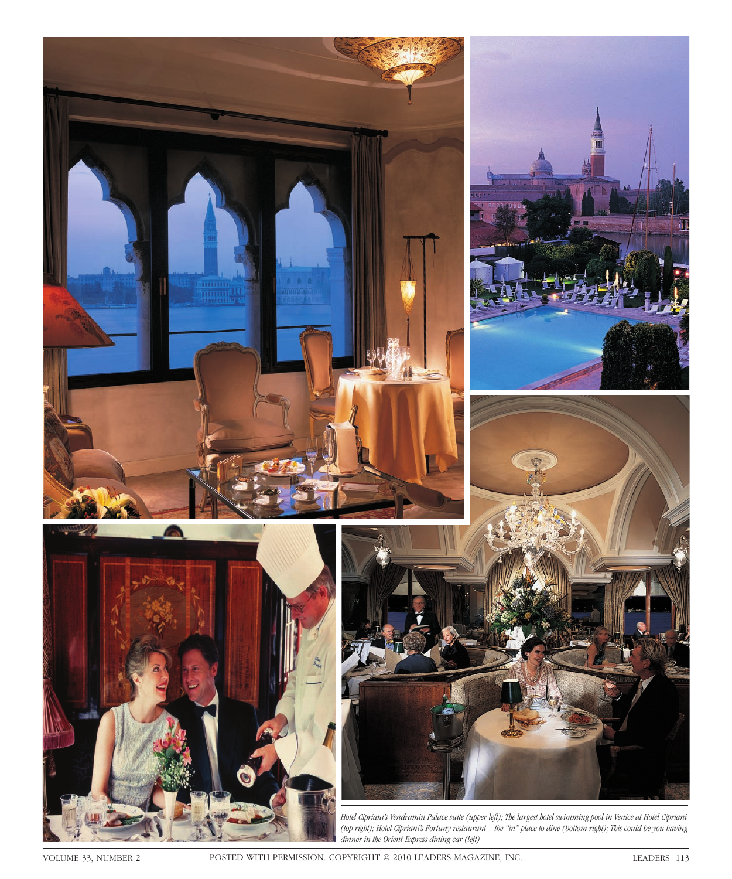*Hotel Cipriani's Vendramin Palace suite (upper left); The largest hotel swimming pool in Venice at Hotel Cipriani (top right); Hotel Cipriani's Fortuny restaurant – the "in" place to dine (bottom right); This could be you having dinner in the Orient-Express dining car (left)*

POSTED WITH PERMISSION. COPYRIGHT © 2010 LEADERS MAGAZINE, INC.